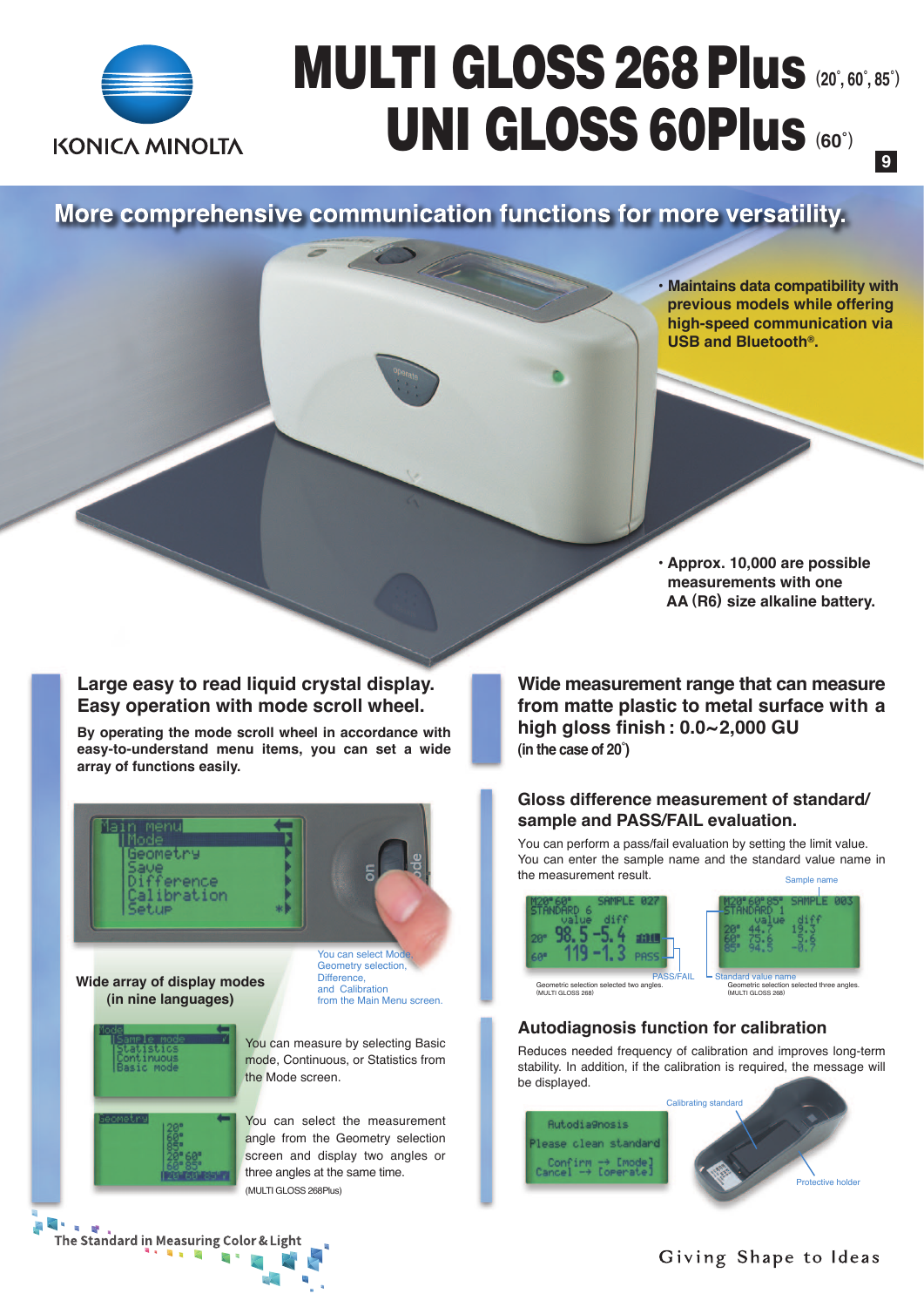# MULTI GLOSS 268 Plus (20˚, 60˚, 85˚)

# UNI GLOSS 60Plus (60˚)

## More comprehensive communication functions for more versatility.

- Maintains data compatibility with previous models while offering high-speed communication via USB and Bluetooth®.
- Approx. 10,000 are possible measurements with one AA (R6) size alkaline battery.

### Large easy to read liquid crystal display. Easy operation with mode scroll wheel.

**By operating the mode scroll wheel in accordance with easy-to-understand menu items, you can set a wide array of functions easily.**

**Wide array of display modes (in nine languages)**

You can select Mode, Geometry selection, Difference, and Calibration from the Main Menu screen.

You can measure by selecting Basic mode, Continuous, or Statistics from the Mode screen.

You can select the measurement angle from the Geometry selection screen and display two angles or three angles at the same time.

(MULTI GLOSS 268Plus)

### Wide measurement range that can measure from matte plastic to metal surface with a high gloss finish : 0.0~2,000 GU

(in the case of 20˚)

### Gloss difference measurement of standard/ sample and PASS/FAIL evaluation.

You can perform a pass/fail evaluation by setting the limit value. You can enter the sample name and the standard value name in the measurement result.

Sample name

PASS/FAIL

Standard value name

Geometric selection selected two angles. (MULTI GLOSS 268)

Geometric selection selected three angles. (MULTI GLOSS 268)

### Autodiagnosis function for calibration

Reduces needed frequency of calibration and improves long-term stability. In addition, if the calibration is required, the message will be displayed.

Calibrating standard

Protective holder

The Standard in Measuring Color & Light

Giving Shape to Ideas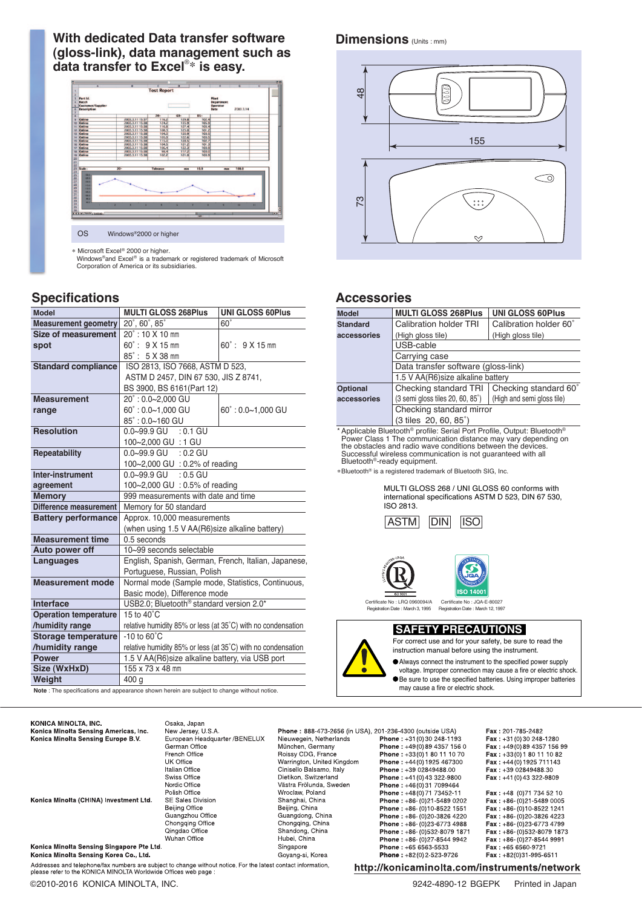## With dedicated Data transfer software (gloss-link), data management such as data transfer to Excel®* is easy.

| | |
|---|---|
| OS | Windows®2000 or higher |

* Microsoft Excel® 2000 or higher.
Windows®and Excel® is a trademark or registered trademark of Microsoft Corporation of America or its subsidiaries.

## Dimensions (Units : mm)

48

155

73

## Specifications

| Model | MULTI GLOSS 268Plus | UNI GLOSS 60Plus |
|---|---|---|
| Measurement geometry | 20˚, 60˚, 85˚ | 60˚ |
| Size of measurement spot | 20˚ : 10 X 10 mm<br>60˚ : 9 X 15 mm<br>85˚ : 5 X 38 mm | 60˚ : 9 X 15 mm |
| Standard compliance | ISO 2813, ISO 7668, ASTM D 523, ASTM D 2457, DIN 67 530, JIS Z 8741, BS 3900, BS 6161(Part 12) | |
| Measurement range | 20˚ : 0.0~2,000 GU<br>60˚ : 0.0~1,000 GU<br>85˚ : 0.0~160 GU | 60˚ : 0.0~1,000 GU |
| Resolution | 0.0~99.9 GU : 0.1 GU<br>100~2,000 GU : 1 GU | |
| Repeatability | 0.0~99.9 GU : 0.2 GU<br>100~2,000 GU : 0.2% of reading | |
| Inter-instrument agreement | 0.0~99.9 GU : 0.5 GU<br>100~2,000 GU : 0.5% of reading | |
| Memory | 999 measurements with date and time | |
| Difference measurement | Memory for 50 standard | |
| Battery performance | Approx. 10,000 measurements<br>(when using 1.5 V AA(R6)size alkaline battery) | |
| Measurement time | 0.5 seconds | |
| Auto power off | 10~99 seconds selectable | |
| Languages | English, Spanish, German, French, Italian, Japanese, Portuguese, Russian, Polish | |
| Measurement mode | Normal mode (Sample mode, Statistics, Continuous, Basic mode), Difference mode | |
| Interface | USB2.0; Bluetooth® standard version 2.0* | |
| Operation temperature /humidity range | 15 to 40˚C<br>relative humidity 85% or less (at 35˚C) with no condensation | |
| Storage temperature /humidity range | -10 to 60˚C<br>relative humidity 85% or less (at 35˚C) with no condensation | |
| Power | 1.5 V AA(R6)size alkaline battery, via USB port | |
| Size (WxHxD) | 155 x 73 x 48 mm | |
| Weight | 400 g | |

**Note** : The specifications and appearance shown herein are subject to change without notice.

## Accessories

| Model | MULTI GLOSS 268Plus | UNI GLOSS 60Plus |
|---|---|---|
| Standard accessories | Calibration holder TRI (High gloss tile) | Calibration holder 60˚ (High gloss tile) |
| | USB-cable | |
| | Carrying case | |
| | Data transfer software (gloss-link) | |
| | 1.5 V AA(R6)size alkaline battery | |
| Optional accessories | Checking standard TRI (3 semi gloss tiles 20, 60, 85˚) | Checking standard 60˚ (High and semi gloss tile) |
| | Checking standard mirror (3 tiles 20, 60, 85˚) | |

* Applicable Bluetooth® profile: Serial Port Profile, Output: Bluetooth® Power Class 1 The communication distance may vary depending on the obstacles and radio wave conditions between the devices. Successful wireless communication is not guaranteed with all Bluetooth®-ready equipment.

* Bluetooth® is a registered trademark of Bluetooth SIG, Inc.

MULTI GLOSS 268 / UNI GLOSS 60 conforms with international specifications ASTM D 523, DIN 67 530, ISO 2813.

ASTM DIN ISO

ISO 14001

Certificate No : LRQ 0960094/A Registration Date : March 3, 1995

Certificate No : JQA-E-80027 Registration Date : March 12, 1997

### SAFETY PRECAUTIONS

For correct use and for your safety, be sure to read the instruction manual before using the instrument.

- Always connect the instrument to the specified power supply voltage. Improper connection may cause a fire or electric shock.
- Be sure to use the specified batteries. Using improper batteries may cause a fire or electric shock.

| | | | | |
|---|---|---|---|---|
| **KONICA MINOLTA, INC.** | Osaka, Japan | | | |
| **Konica Minolta Sensing Americas, Inc.** | New Jersey, U.S.A. | **Phone :** 888-473-2656 (in USA), 201-236-4300 (outside USA) | | **Fax :** 201-785-2482 |
| **Konica Minolta Sensing Europe B.V.** | European Headquarter /BENELUX | Nieuwegein, Netherlands | **Phone :** +31(0)30 248-1193 | **Fax :** +31(0)30 248-1280 |
| | German Office | München, Germany | **Phone :** +49(0)89 4357 156 0 | **Fax :** +49(0)89 4357 156 99 |
| | French Office | Roissy CDG, France | **Phone :** +33(0)1 80 11 10 70 | **Fax :** +33(0)1 80 11 10 82 |
| | UK Office | Warrington, United Kingdom | **Phone :** +44(0)1925 467300 | **Fax :** +44(0)1925 711143 |
| | Italian Office | Cinisello Balsamo, Italy | **Phone :** +39 02849488.00 | **Fax :** +39 02849488.30 |
| | Swiss Office | Dietikon, Switzerland | **Phone :** +41(0)43 322-9800 | **Fax :** +41(0)43 322-9809 |
| | Nordic Office | Västra Frölunda, Sweden | **Phone :** +46(0)31 7099464 | |
| | Polish Office | Wroclaw, Poland | **Phone :** +48(0)71 73452-11 | **Fax :** +48 (0)71 734 52 10 |
| **Konica Minolta (CHINA) Investment Ltd.** | SE Sales Division | Shanghai, China | **Phone :** +86-(0)21-5489 0202 | **Fax :** +86-(0)21-5489 0005 |
| | Beijing Office | Beijing, China | **Phone :** +86-(0)10-8522 1551 | **Fax :** +86-(0)10-8522 1241 |
| | Guangzhou Office | Guangdong, China | **Phone :** +86-(0)20-3826 4220 | **Fax :** +86-(0)20-3826 4223 |
| | Chongqing Office | Chongqing, China | **Phone :** +86-(0)23-6773 4988 | **Fax :** +86-(0)23-6773 4799 |
| | Qingdao Office | Shandong, China | **Phone :** +86-(0)532-8079 1871 | **Fax :** +86-(0)532-8079 1873 |
| | Wuhan Office | Hubei, China | **Phone :** +86-(0)27-8544 9942 | **Fax :** +86-(0)27-8544 9991 |
| **Konica Minolta Sensing Singapore Pte Ltd.** | | Singapore | **Phone :** +65 6563-5533 | **Fax :** +65 6560-9721 |
| **Konica Minolta Sensing Korea Co., Ltd.** | | Goyang-si, Korea | **Phone :** +82(0)2-523-9726 | **Fax :** +82(0)31-995-6511 |

Addresses and telephone/fax numbers are subject to change without notice. For the latest contact information, please refer to the KONICA MINOLTA Worldwide Offices web page :

**http://konicaminolta.com/instruments/network**

©2010-2016 KONICA MINOLTA, INC.

9242-4890-12 BGEPK Printed in Japan